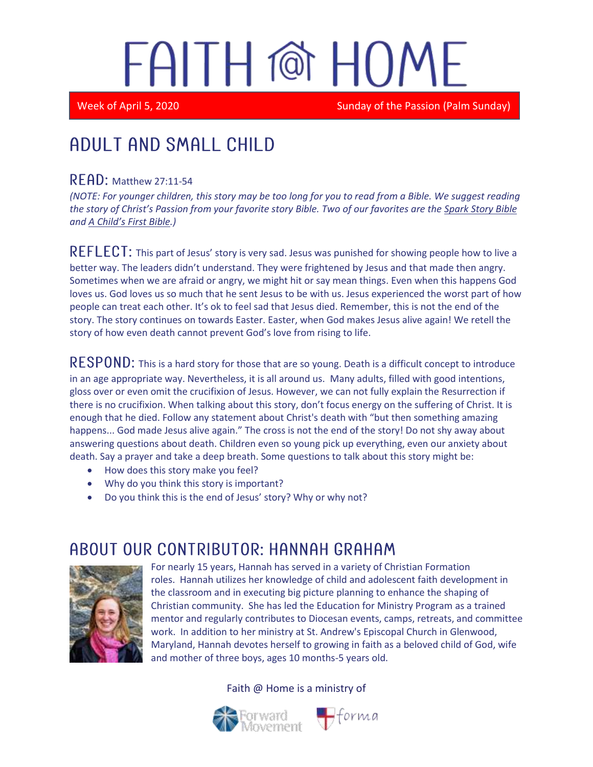# FAITH @ HOME

Week of April 5, 2020 Sunday of the Passion (Palm Sunday)

## ADULT AND SMALL CHILD

### READ: Matthew 27:11-54

*(NOTE: For younger children, this story may be too long for you to read from a Bible. We suggest reading the story of Christ's Passion from your favorite story Bible. Two of our favorites are the Spark Story Bible and A Child's First Bible.)*

**REFLECT:** This part of Jesus' story is very sad. Jesus was punished for showing people how to live a better way. The leaders didn't understand. They were frightened by Jesus and that made then angry. Sometimes when we are afraid or angry, we might hit or say mean things. Even when this happens God loves us. God loves us so much that he sent Jesus to be with us. Jesus experienced the worst part of how people can treat each other. It's ok to feel sad that Jesus died. Remember, this is not the end of the story. The story continues on towards Easter. Easter, when God makes Jesus alive again! We retell the story of how even death cannot prevent God's love from rising to life.

**RESPOND:** This is a hard story for those that are so young. Death is a difficult concept to introduce in an age appropriate way. Nevertheless, it is all around us. Many adults, filled with good intentions, gloss over or even omit the crucifixion of Jesus. However, we can not fully explain the Resurrection if there is no crucifixion. When talking about this story, don't focus energy on the suffering of Christ. It is enough that he died. Follow any statement about Christ's death with "but then something amazing happens... God made Jesus alive again." The cross is not the end of the story! Do not shy away about answering questions about death. Children even so young pick up everything, even our anxiety about death. Say a prayer and take a deep breath. Some questions to talk about this story might be:

- How does this story make you feel?
- Why do you think this story is important?
- Do you think this is the end of Jesus' story? Why or why not?

## ABOUT OUR CONTRIBUTOR: HANNAH GRAHAM

For nearly 15 years, Hannah has served in a variety of Christian Formation roles. Hannah utilizes her knowledge of child and adolescent faith development in the classroom and in executing big picture planning to enhance the shaping of Christian community. She has led the Education for Ministry Program as a trained mentor and regularly contributes to Diocesan events, camps, retreats, and committee work. In addition to her ministry at St. Andrew's Episcopal Church in Glenwood, Maryland, Hannah devotes herself to growing in faith as a beloved child of God, wife and mother of three boys, ages 10 months-5 years old.

Faith @ Home is a ministry of Forward Movement and forma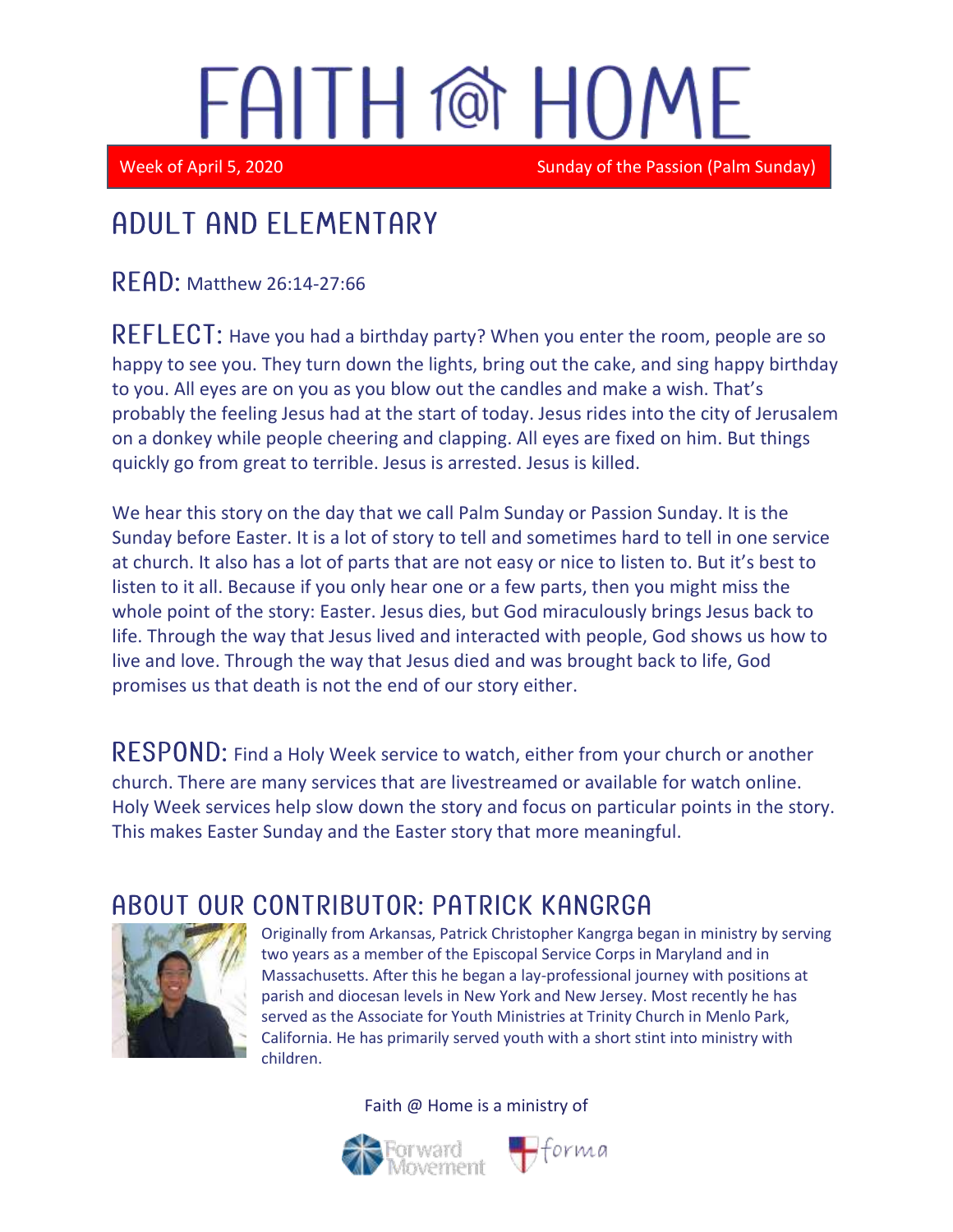# FAITH @ HOME

Week of April 5, 2020 Sunday of the Passion (Palm Sunday)

## ADULT AND ELEMENTARY

**READ:** Matthew 26:14-27:66

**REFLECT:** Have you had a birthday party? When you enter the room, people are so happy to see you. They turn down the lights, bring out the cake, and sing happy birthday to you. All eyes are on you as you blow out the candles and make a wish. That's probably the feeling Jesus had at the start of today. Jesus rides into the city of Jerusalem on a donkey while people cheering and clapping. All eyes are fixed on him. But things quickly go from great to terrible. Jesus is arrested. Jesus is killed.

We hear this story on the day that we call Palm Sunday or Passion Sunday. It is the Sunday before Easter. It is a lot of story to tell and sometimes hard to tell in one service at church. It also has a lot of parts that are not easy or nice to listen to. But it's best to listen to it all. Because if you only hear one or a few parts, then you might miss the whole point of the story: Easter. Jesus dies, but God miraculously brings Jesus back to life. Through the way that Jesus lived and interacted with people, God shows us how to live and love. Through the way that Jesus died and was brought back to life, God promises us that death is not the end of our story either.

**RESPOND:** Find a Holy Week service to watch, either from your church or another church. There are many services that are livestreamed or available for watch online. Holy Week services help slow down the story and focus on particular points in the story. This makes Easter Sunday and the Easter story that more meaningful.

## ABOUT OUR CONTRIBUTOR: PATRICK KANGRGA

Originally from Arkansas, Patrick Christopher Kangrga began in ministry by serving two years as a member of the Episcopal Service Corps in Maryland and in Massachusetts. After this he began a lay-professional journey with positions at parish and diocesan levels in New York and New Jersey. Most recently he has served as the Associate for Youth Ministries at Trinity Church in Menlo Park, California. He has primarily served youth with a short stint into ministry with children.

Faith @ Home is a ministry of

Forward Movement forma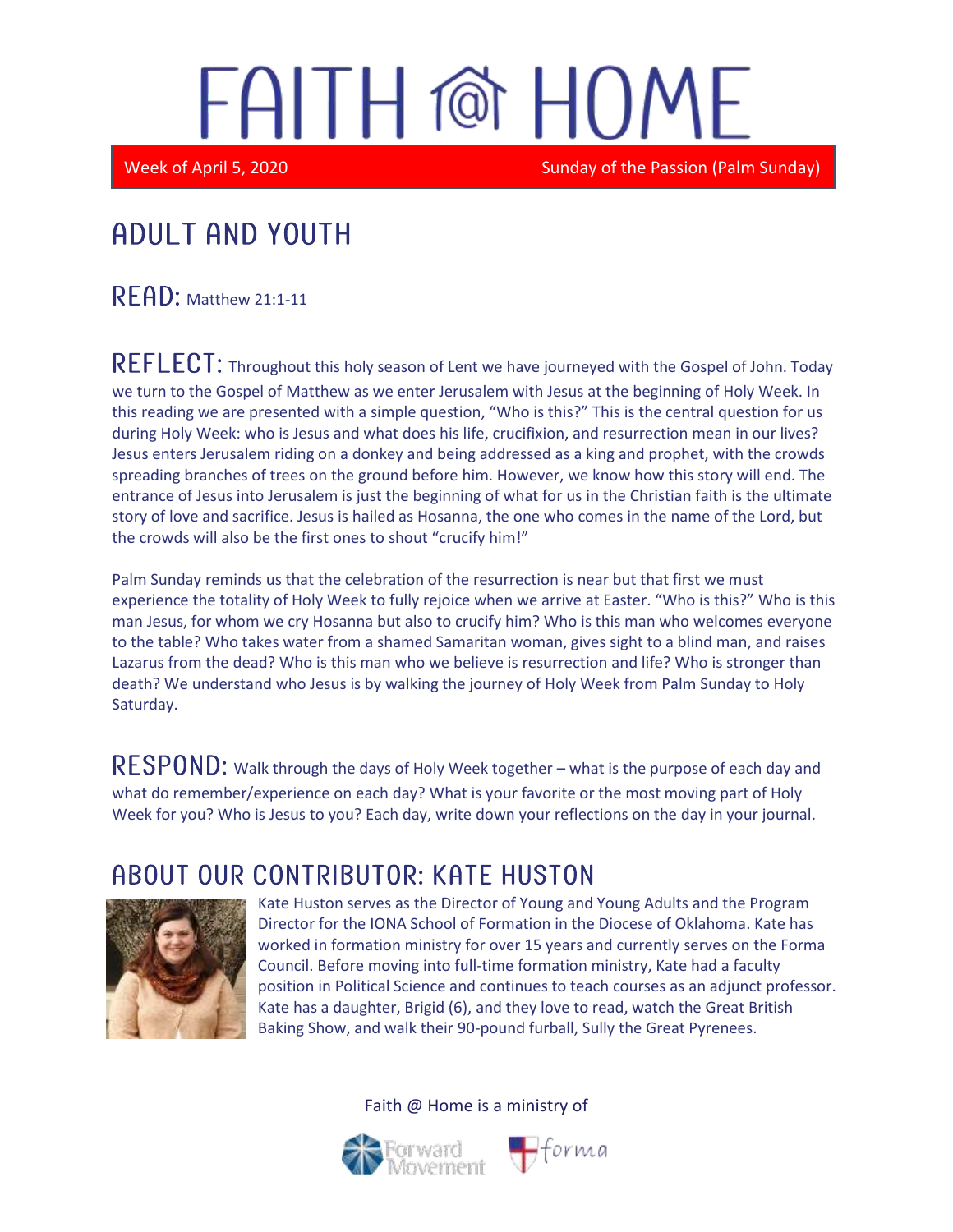# FAITH @ HOME

Week of April 5, 2020 — Sunday of the Passion (Palm Sunday)

## ADULT AND YOUTH

**READ:** Matthew 21:1-11

**REFLECT:** Throughout this holy season of Lent we have journeyed with the Gospel of John. Today we turn to the Gospel of Matthew as we enter Jerusalem with Jesus at the beginning of Holy Week. In this reading we are presented with a simple question, "Who is this?" This is the central question for us during Holy Week: who is Jesus and what does his life, crucifixion, and resurrection mean in our lives? Jesus enters Jerusalem riding on a donkey and being addressed as a king and prophet, with the crowds spreading branches of trees on the ground before him. However, we know how this story will end. The entrance of Jesus into Jerusalem is just the beginning of what for us in the Christian faith is the ultimate story of love and sacrifice. Jesus is hailed as Hosanna, the one who comes in the name of the Lord, but the crowds will also be the first ones to shout "crucify him!"

Palm Sunday reminds us that the celebration of the resurrection is near but that first we must experience the totality of Holy Week to fully rejoice when we arrive at Easter. "Who is this?" Who is this man Jesus, for whom we cry Hosanna but also to crucify him? Who is this man who welcomes everyone to the table? Who takes water from a shamed Samaritan woman, gives sight to a blind man, and raises Lazarus from the dead? Who is this man who we believe is resurrection and life? Who is stronger than death? We understand who Jesus is by walking the journey of Holy Week from Palm Sunday to Holy Saturday.

**RESPOND:** Walk through the days of Holy Week together – what is the purpose of each day and what do remember/experience on each day? What is your favorite or the most moving part of Holy Week for you? Who is Jesus to you? Each day, write down your reflections on the day in your journal.

## ABOUT OUR CONTRIBUTOR: KATE HUSTON

Kate Huston serves as the Director of Young and Young Adults and the Program Director for the IONA School of Formation in the Diocese of Oklahoma. Kate has worked in formation ministry for over 15 years and currently serves on the Forma Council. Before moving into full-time formation ministry, Kate had a faculty position in Political Science and continues to teach courses as an adjunct professor. Kate has a daughter, Brigid (6), and they love to read, watch the Great British Baking Show, and walk their 90-pound furball, Sully the Great Pyrenees.

Faith @ Home is a ministry of Forward Movement and forma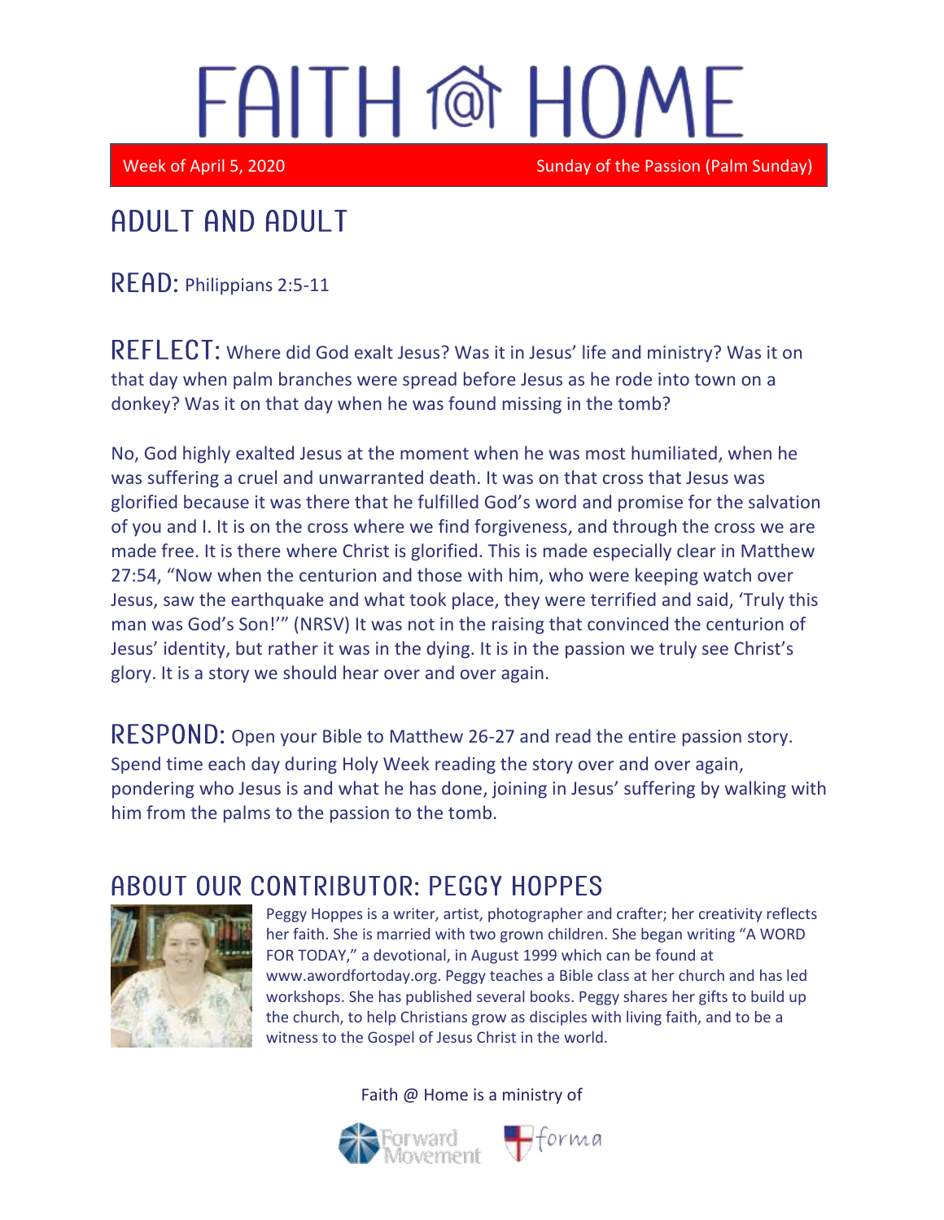# FAITH @ HOME

Week of April 5, 2020 Sunday of the Passion (Palm Sunday)

## ADULT AND ADULT

**READ:** Philippians 2:5-11

**REFLECT:** Where did God exalt Jesus? Was it in Jesus' life and ministry? Was it on that day when palm branches were spread before Jesus as he rode into town on a donkey? Was it on that day when he was found missing in the tomb?

No, God highly exalted Jesus at the moment when he was most humiliated, when he was suffering a cruel and unwarranted death. It was on that cross that Jesus was glorified because it was there that he fulfilled God's word and promise for the salvation of you and I. It is on the cross where we find forgiveness, and through the cross we are made free. It is there where Christ is glorified. This is made especially clear in Matthew 27:54, "Now when the centurion and those with him, who were keeping watch over Jesus, saw the earthquake and what took place, they were terrified and said, 'Truly this man was God's Son!'" (NRSV) It was not in the raising that convinced the centurion of Jesus' identity, but rather it was in the dying. It is in the passion we truly see Christ's glory. It is a story we should hear over and over again.

**RESPOND:** Open your Bible to Matthew 26-27 and read the entire passion story. Spend time each day during Holy Week reading the story over and over again, pondering who Jesus is and what he has done, joining in Jesus' suffering by walking with him from the palms to the passion to the tomb.

## ABOUT OUR CONTRIBUTOR: PEGGY HOPPES

Peggy Hoppes is a writer, artist, photographer and crafter; her creativity reflects her faith. She is married with two grown children. She began writing "A WORD FOR TODAY," a devotional, in August 1999 which can be found at www.awordfortoday.org. Peggy teaches a Bible class at her church and has led workshops. She has published several books. Peggy shares her gifts to build up the church, to help Christians grow as disciples with living faith, and to be a witness to the Gospel of Jesus Christ in the world.

Faith @ Home is a ministry of

Forward Movement forma